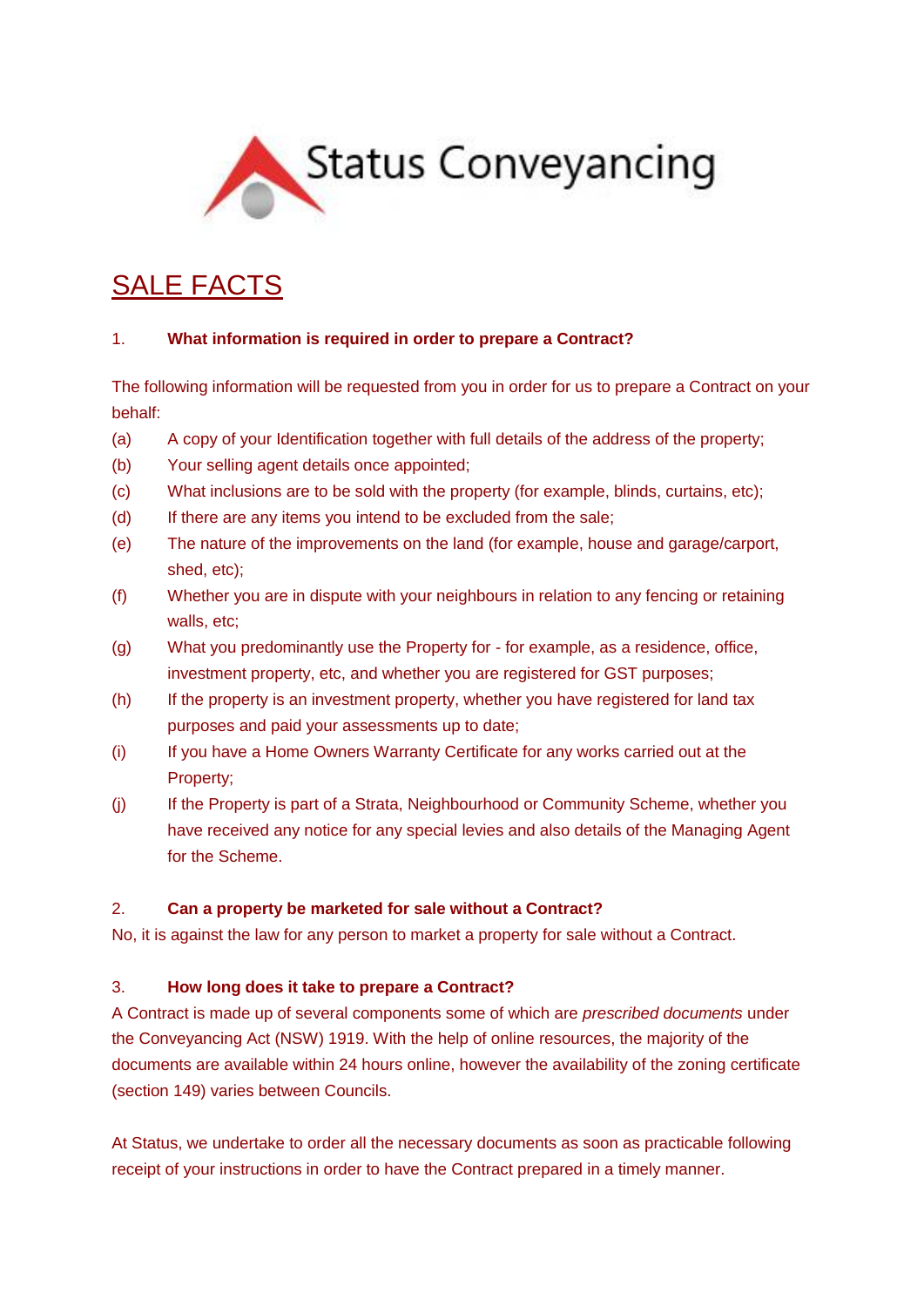Status Conveyancing

# SALE FACTS

1. **What information is required in order to prepare a Contract?**

The following information will be requested from you in order for us to prepare a Contract on your behalf:

(a) A copy of your Identification together with full details of the address of the property;

(b) Your selling agent details once appointed;

(c) What inclusions are to be sold with the property (for example, blinds, curtains, etc);

(d) If there are any items you intend to be excluded from the sale;

(e) The nature of the improvements on the land (for example, house and garage/carport, shed, etc);

(f) Whether you are in dispute with your neighbours in relation to any fencing or retaining walls, etc;

(g) What you predominantly use the Property for - for example, as a residence, office, investment property, etc, and whether you are registered for GST purposes;

(h) If the property is an investment property, whether you have registered for land tax purposes and paid your assessments up to date;

(i) If you have a Home Owners Warranty Certificate for any works carried out at the Property;

(j) If the Property is part of a Strata, Neighbourhood or Community Scheme, whether you have received any notice for any special levies and also details of the Managing Agent for the Scheme.

2. **Can a property be marketed for sale without a Contract?**

No, it is against the law for any person to market a property for sale without a Contract.

3. **How long does it take to prepare a Contract?**

A Contract is made up of several components some of which are *prescribed documents* under the Conveyancing Act (NSW) 1919. With the help of online resources, the majority of the documents are available within 24 hours online, however the availability of the zoning certificate (section 149) varies between Councils.

At Status, we undertake to order all the necessary documents as soon as practicable following receipt of your instructions in order to have the Contract prepared in a timely manner.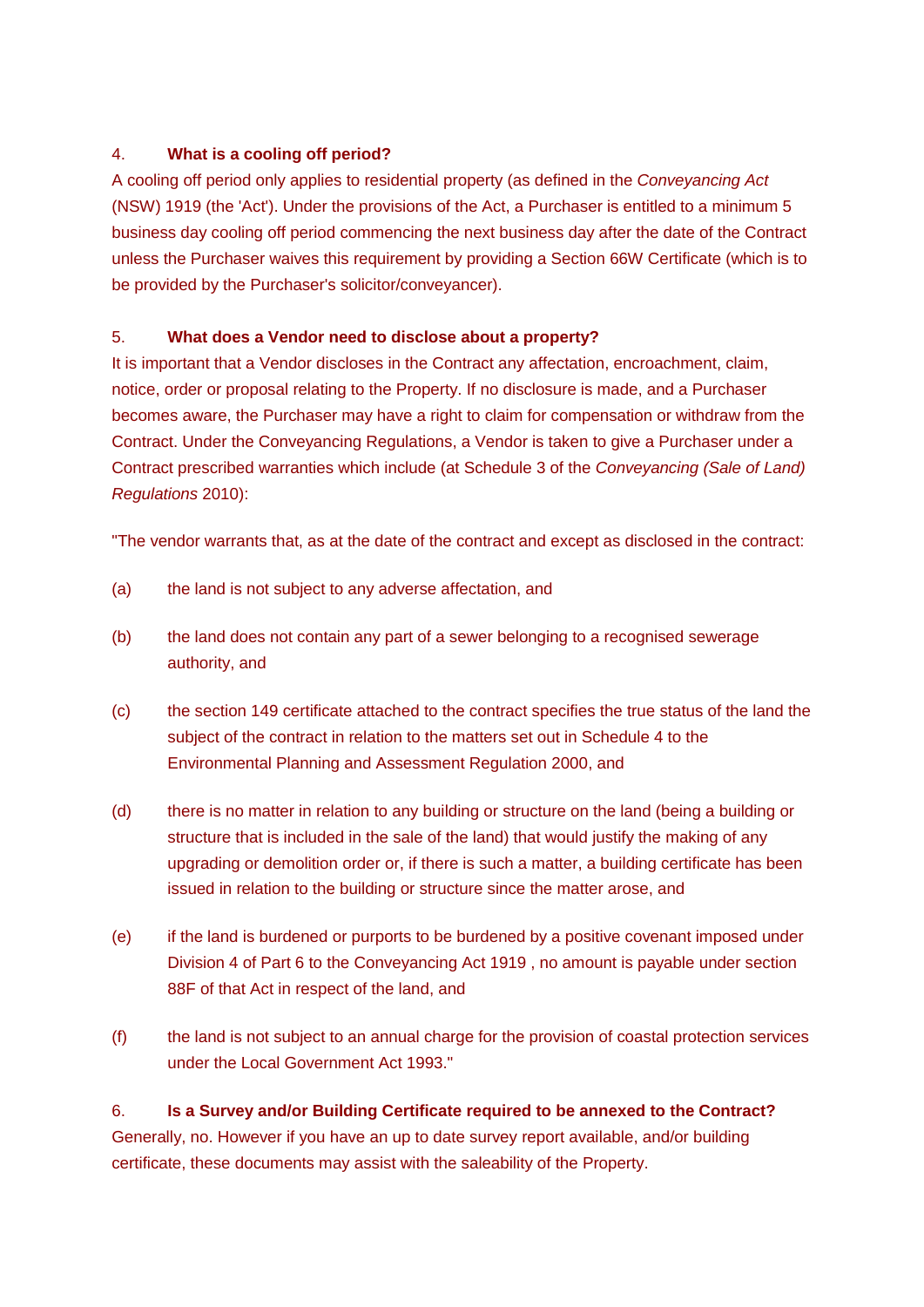## 4. What is a cooling off period?

A cooling off period only applies to residential property (as defined in the *Conveyancing Act* (NSW) 1919 (the 'Act'). Under the provisions of the Act, a Purchaser is entitled to a minimum 5 business day cooling off period commencing the next business day after the date of the Contract unless the Purchaser waives this requirement by providing a Section 66W Certificate (which is to be provided by the Purchaser's solicitor/conveyancer).

## 5. What does a Vendor need to disclose about a property?

It is important that a Vendor discloses in the Contract any affectation, encroachment, claim, notice, order or proposal relating to the Property. If no disclosure is made, and a Purchaser becomes aware, the Purchaser may have a right to claim for compensation or withdraw from the Contract. Under the Conveyancing Regulations, a Vendor is taken to give a Purchaser under a Contract prescribed warranties which include (at Schedule 3 of the *Conveyancing (Sale of Land) Regulations* 2010):

"The vendor warrants that, as at the date of the contract and except as disclosed in the contract:

(a) the land is not subject to any adverse affectation, and

(b) the land does not contain any part of a sewer belonging to a recognised sewerage authority, and

(c) the section 149 certificate attached to the contract specifies the true status of the land the subject of the contract in relation to the matters set out in Schedule 4 to the Environmental Planning and Assessment Regulation 2000, and

(d) there is no matter in relation to any building or structure on the land (being a building or structure that is included in the sale of the land) that would justify the making of any upgrading or demolition order or, if there is such a matter, a building certificate has been issued in relation to the building or structure since the matter arose, and

(e) if the land is burdened or purports to be burdened by a positive covenant imposed under Division 4 of Part 6 to the Conveyancing Act 1919 , no amount is payable under section 88F of that Act in respect of the land, and

(f) the land is not subject to an annual charge for the provision of coastal protection services under the Local Government Act 1993."

## 6. Is a Survey and/or Building Certificate required to be annexed to the Contract?

Generally, no. However if you have an up to date survey report available, and/or building certificate, these documents may assist with the saleability of the Property.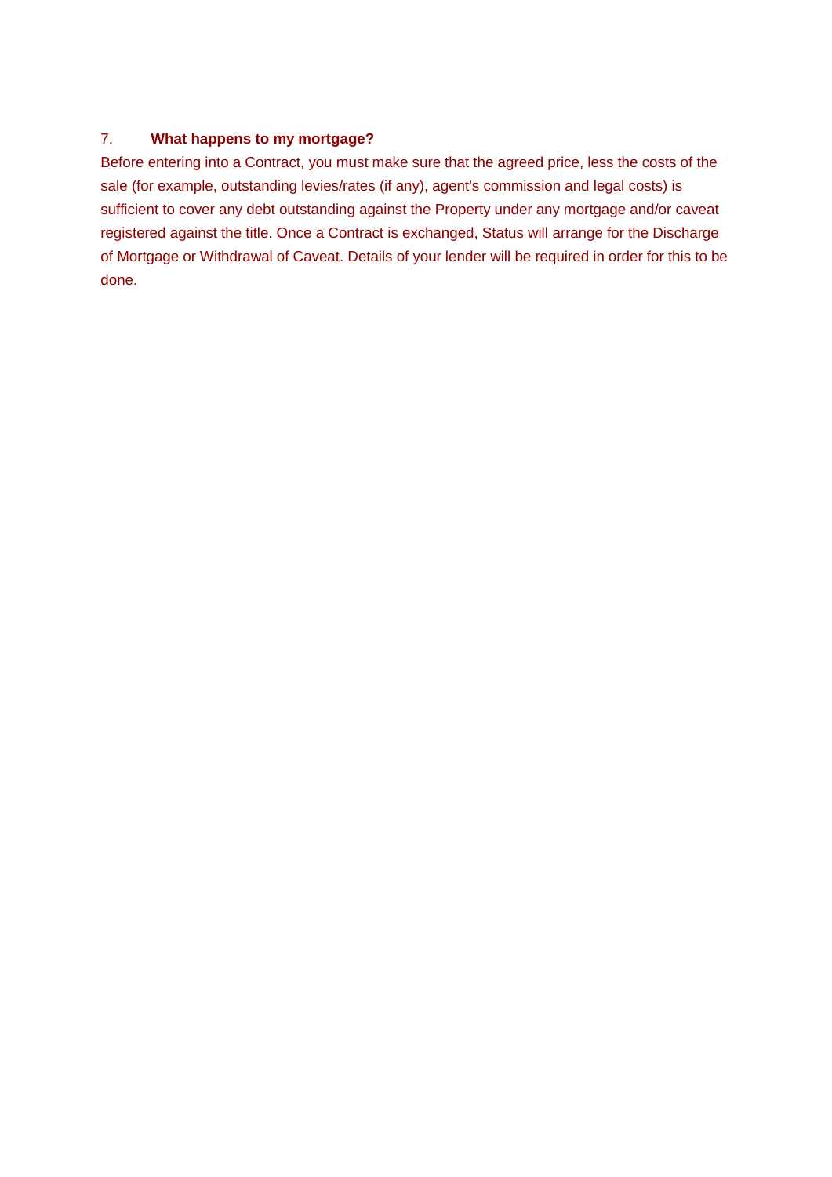7. **What happens to my mortgage?**

Before entering into a Contract, you must make sure that the agreed price, less the costs of the sale (for example, outstanding levies/rates (if any), agent's commission and legal costs) is sufficient to cover any debt outstanding against the Property under any mortgage and/or caveat registered against the title. Once a Contract is exchanged, Status will arrange for the Discharge of Mortgage or Withdrawal of Caveat. Details of your lender will be required in order for this to be done.